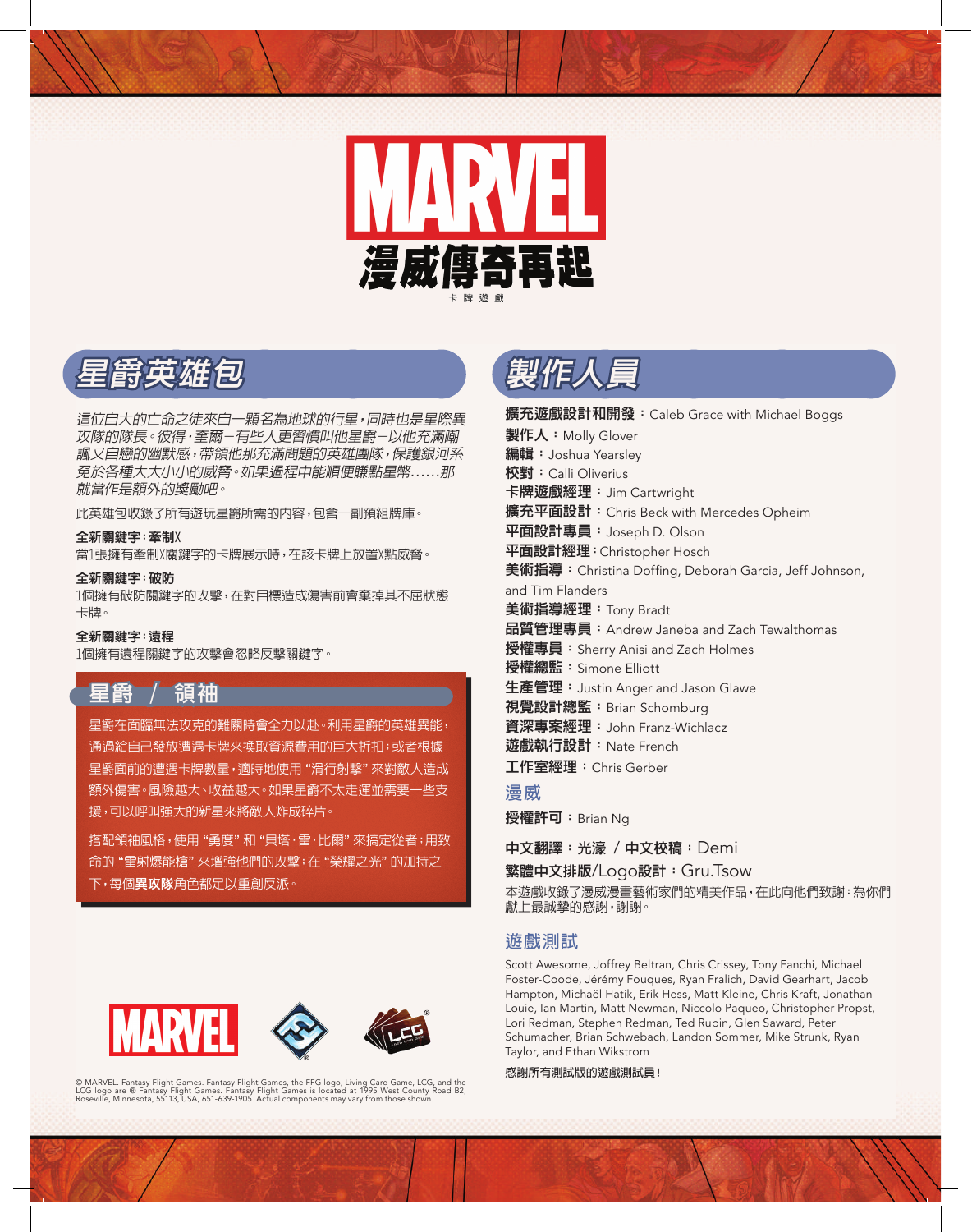# MARVEL
## 漫威傳奇再起
卡牌遊戲

## 星爵英雄包

*這位自大的亡命之徒來自一顆名為地球的行星，同時也是星際異攻隊的隊長。彼得·奎爾—有些人更習慣叫他星爵—以他充滿嘲諷又自戀的幽默感，帶領他那充滿問題的英雄團隊，保護銀河系免於各種大大小小的威脅。如果過程中能順便賺點星幣……那就當作是額外的獎勵吧。*

此英雄包收錄了所有遊玩星爵所需的內容，包含一副預組牌庫。

**全新關鍵字：牽制X**
當1張擁有牽制X關鍵字的卡牌展示時，在該卡牌上放置X點威脅。

**全新關鍵字：破防**
1個擁有破防關鍵字的攻擊，在對目標造成傷害前會棄掉其不屈狀態卡牌。

**全新關鍵字：遠程**
1個擁有遠程關鍵字的攻擊會忽略反擊關鍵字。

### 星爵 / 領袖

星爵在面臨無法攻克的難關時會全力以赴。利用星爵的英雄異能，通過給自己發放遭遇卡牌來換取資源費用的巨大折扣；或者根據星爵面前的遭遇卡牌數量，適時地使用 "滑行射擊" 來對敵人造成額外傷害。風險越大、收益越大。如果星爵不太走運並需要一些支援，可以呼叫強大的新星來將敵人炸成碎片。

搭配領袖風格，使用 "勇度" 和 "貝塔·雷·比爾" 來搞定從者；用致命的 "雷射爆能槍" 來增強他們的攻擊；在 "榮耀之光" 的加持之下，每個**異攻隊**角色都足以重創反派。

## 製作人員

**擴充遊戲設計和開發**：Caleb Grace with Michael Boggs
**製作人**：Molly Glover
**編輯**：Joshua Yearsley
**校對**：Calli Oliverius
**卡牌遊戲經理**：Jim Cartwright
**擴充平面設計**：Chris Beck with Mercedes Opheim
**平面設計專員**：Joseph D. Olson
**平面設計經理**：Christopher Hosch
**美術指導**：Christina Doffing, Deborah Garcia, Jeff Johnson, and Tim Flanders
**美術指導經理**：Tony Bradt
**品質管理專員**：Andrew Janeba and Zach Tewalthomas
**授權專員**：Sherry Anisi and Zach Holmes
**授權總監**：Simone Elliott
**生產管理**：Justin Anger and Jason Glawe
**視覺設計總監**：Brian Schomburg
**資深專案經理**：John Franz-Wichlacz
**遊戲執行設計**：Nate French
**工作室經理**：Chris Gerber

### 漫威

**授權許可**：Brian Ng

**中文翻譯**：光濠 / **中文校稿**：Demi
**繁體中文排版/Logo設計**：Gru.Tsow

本遊戲收錄了漫威漫畫藝術家們的精美作品，在此向他們致謝：為你們獻上最誠摯的感謝，謝謝。

### 遊戲測試

Scott Awesome, Joffrey Beltran, Chris Crissey, Tony Fanchi, Michael Foster-Coode, Jérémy Fouques, Ryan Fralich, David Gearhart, Jacob Hampton, Michaël Hatik, Erik Hess, Matt Kleine, Chris Kraft, Jonathan Louie, Ian Martin, Matt Newman, Niccolo Paqueo, Christopher Propst, Lori Redman, Stephen Redman, Ted Rubin, Glen Saward, Peter Schumacher, Brian Schwebach, Landon Sommer, Mike Strunk, Ryan Taylor, and Ethan Wikstrom

**感謝所有測試版的遊戲測試員！**

© MARVEL. Fantasy Flight Games. Fantasy Flight Games, the FFG logo, Living Card Game, LCG, and the LCG logo are © Fantasy Flight Games. Fantasy Flight Games is located at 1995 West County Road B2, Roseville, Minnesota, 55113, USA, 651-639-1905. Actual components may vary from those shown.